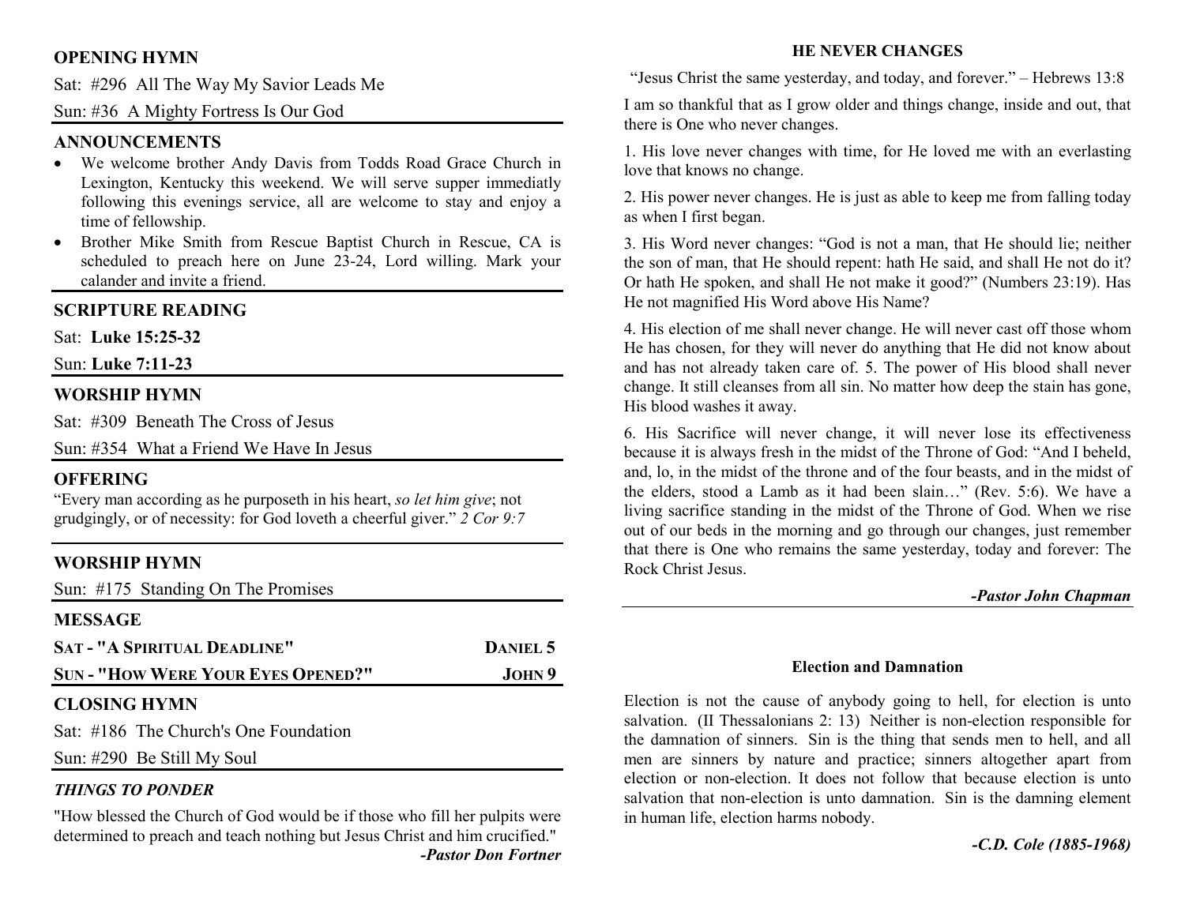## OPENING HYMN

Sat: #296 All The Way My Savior Leads Me

Sun: #36 A Mighty Fortress Is Our God

## ANNOUNCEMENTS

- We welcome brother Andy Davis from Todds Road Grace Church in Lexington, Kentucky this weekend. We will serve supper immediatly following this evenings service, all are welcome to stay and enjoy a time of fellowship.
- Brother Mike Smith from Rescue Baptist Church in Rescue, CA is scheduled to preach here on June 23-24, Lord willing. Mark your calander and invite a friend.

## SCRIPTURE READING

Sat: **Luke 15:25-32**

Sun: **Luke 7:11-23**

## WORSHIP HYMN

Sat: #309 Beneath The Cross of Jesus

Sun: #354 What a Friend We Have In Jesus

## OFFERING

"Every man according as he purposeth in his heart, *so let him give*; not grudgingly, or of necessity: for God loveth a cheerful giver." *2 Cor 9:7*

## WORSHIP HYMN

Sun: #175 Standing On The Promises

## MESSAGE

**SAT - "A SPIRITUAL DEADLINE"** — **DANIEL 5**

**SUN - "HOW WERE YOUR EYES OPENED?"** — **JOHN 9**

## CLOSING HYMN

Sat: #186 The Church's One Foundation

Sun: #290 Be Still My Soul

### *THINGS TO PONDER*

"How blessed the Church of God would be if those who fill her pulpits were determined to preach and teach nothing but Jesus Christ and him crucified."

***-Pastor Don Fortner***

## HE NEVER CHANGES

"Jesus Christ the same yesterday, and today, and forever." – Hebrews 13:8

I am so thankful that as I grow older and things change, inside and out, that there is One who never changes.

1. His love never changes with time, for He loved me with an everlasting love that knows no change.

2. His power never changes. He is just as able to keep me from falling today as when I first began.

3. His Word never changes: "God is not a man, that He should lie; neither the son of man, that He should repent: hath He said, and shall He not do it? Or hath He spoken, and shall He not make it good?" (Numbers 23:19). Has He not magnified His Word above His Name?

4. His election of me shall never change. He will never cast off those whom He has chosen, for they will never do anything that He did not know about and has not already taken care of. 5. The power of His blood shall never change. It still cleanses from all sin. No matter how deep the stain has gone, His blood washes it away.

6. His Sacrifice will never change, it will never lose its effectiveness because it is always fresh in the midst of the Throne of God: "And I beheld, and, lo, in the midst of the throne and of the four beasts, and in the midst of the elders, stood a Lamb as it had been slain…" (Rev. 5:6). We have a living sacrifice standing in the midst of the Throne of God. When we rise out of our beds in the morning and go through our changes, just remember that there is One who remains the same yesterday, today and forever: The Rock Christ Jesus.

***-Pastor John Chapman***

## Election and Damnation

Election is not the cause of anybody going to hell, for election is unto salvation. (II Thessalonians 2: 13) Neither is non-election responsible for the damnation of sinners. Sin is the thing that sends men to hell, and all men are sinners by nature and practice; sinners altogether apart from election or non-election. It does not follow that because election is unto salvation that non-election is unto damnation. Sin is the damning element in human life, election harms nobody.

***-C.D. Cole (1885-1968)***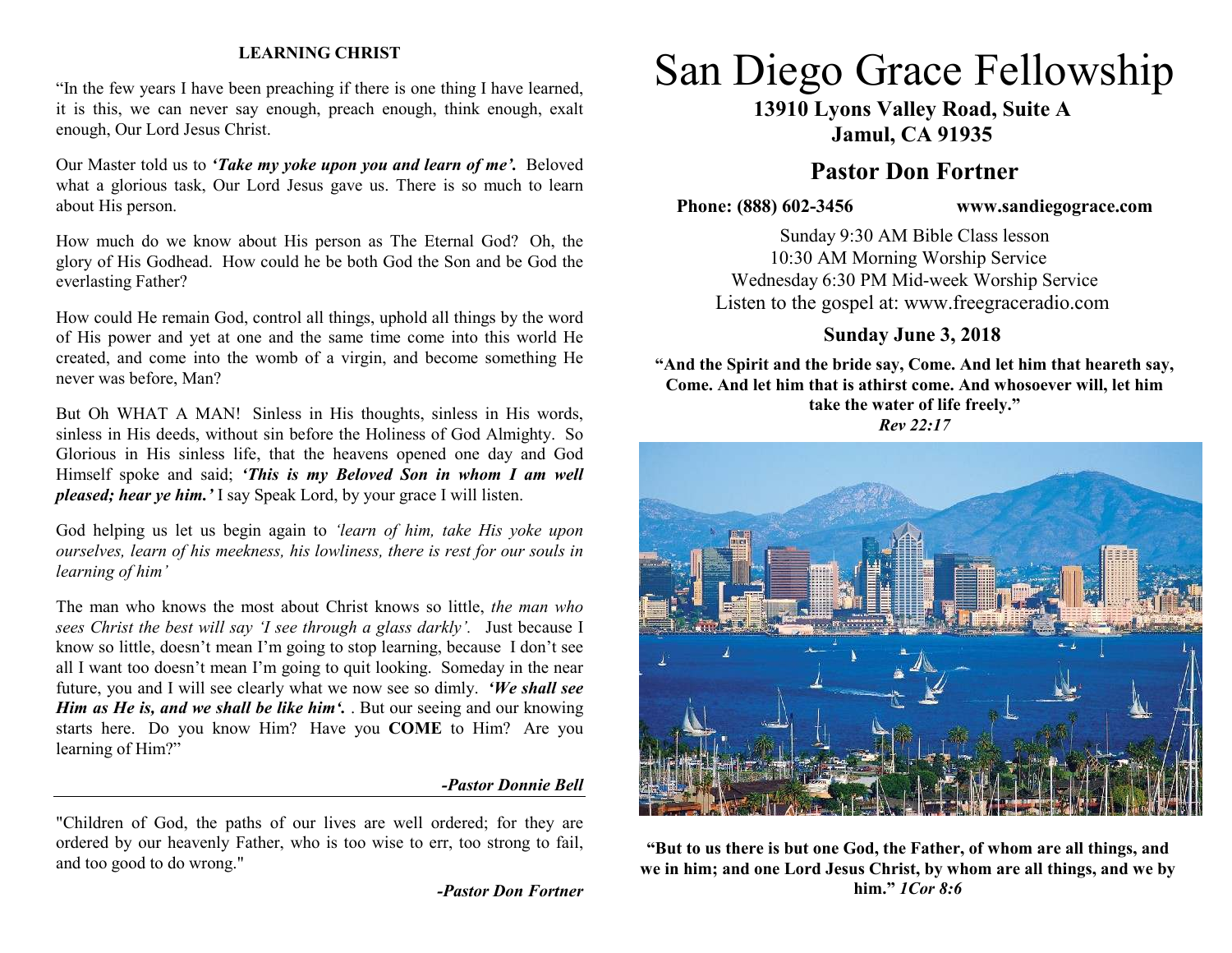## LEARNING CHRIST

"In the few years I have been preaching if there is one thing I have learned, it is this, we can never say enough, preach enough, think enough, exalt enough, Our Lord Jesus Christ.

Our Master told us to ***'Take my yoke upon you and learn of me'.*** Beloved what a glorious task, Our Lord Jesus gave us. There is so much to learn about His person.

How much do we know about His person as The Eternal God? Oh, the glory of His Godhead. How could he be both God the Son and be God the everlasting Father?

How could He remain God, control all things, uphold all things by the word of His power and yet at one and the same time come into this world He created, and come into the womb of a virgin, and become something He never was before, Man?

But Oh WHAT A MAN! Sinless in His thoughts, sinless in His words, sinless in His deeds, without sin before the Holiness of God Almighty. So Glorious in His sinless life, that the heavens opened one day and God Himself spoke and said; ***'This is my Beloved Son in whom I am well pleased; hear ye him.'*** I say Speak Lord, by your grace I will listen.

God helping us let us begin again to *'learn of him, take His yoke upon ourselves, learn of his meekness, his lowliness, there is rest for our souls in learning of him'*

The man who knows the most about Christ knows so little, *the man who sees Christ the best will say 'I see through a glass darkly'.* Just because I know so little, doesn't mean I'm going to stop learning, because I don't see all I want too doesn't mean I'm going to quit looking. Someday in the near future, you and I will see clearly what we now see so dimly. ***'We shall see Him as He is, and we shall be like him'.*** . But our seeing and our knowing starts here. Do you know Him? Have you **COME** to Him? Are you learning of Him?"

***-Pastor Donnie Bell***

---

"Children of God, the paths of our lives are well ordered; for they are ordered by our heavenly Father, who is too wise to err, too strong to fail, and too good to do wrong."

***-Pastor Don Fortner***

# San Diego Grace Fellowship

**13910 Lyons Valley Road, Suite A**
**Jamul, CA 91935**

## Pastor Don Fortner

**Phone: (888) 602-3456** **www.sandiegograce.com**

Sunday 9:30 AM Bible Class lesson
10:30 AM Morning Worship Service
Wednesday 6:30 PM Mid-week Worship Service
Listen to the gospel at: www.freegraceradio.com

### Sunday June 3, 2018

**"And the Spirit and the bride say, Come. And let him that heareth say, Come. And let him that is athirst come. And whosoever will, let him take the water of life freely."**
***Rev 22:17***

**"But to us there is but one God, the Father, of whom are all things, and we in him; and one Lord Jesus Christ, by whom are all things, and we by him."** ***1Cor 8:6***